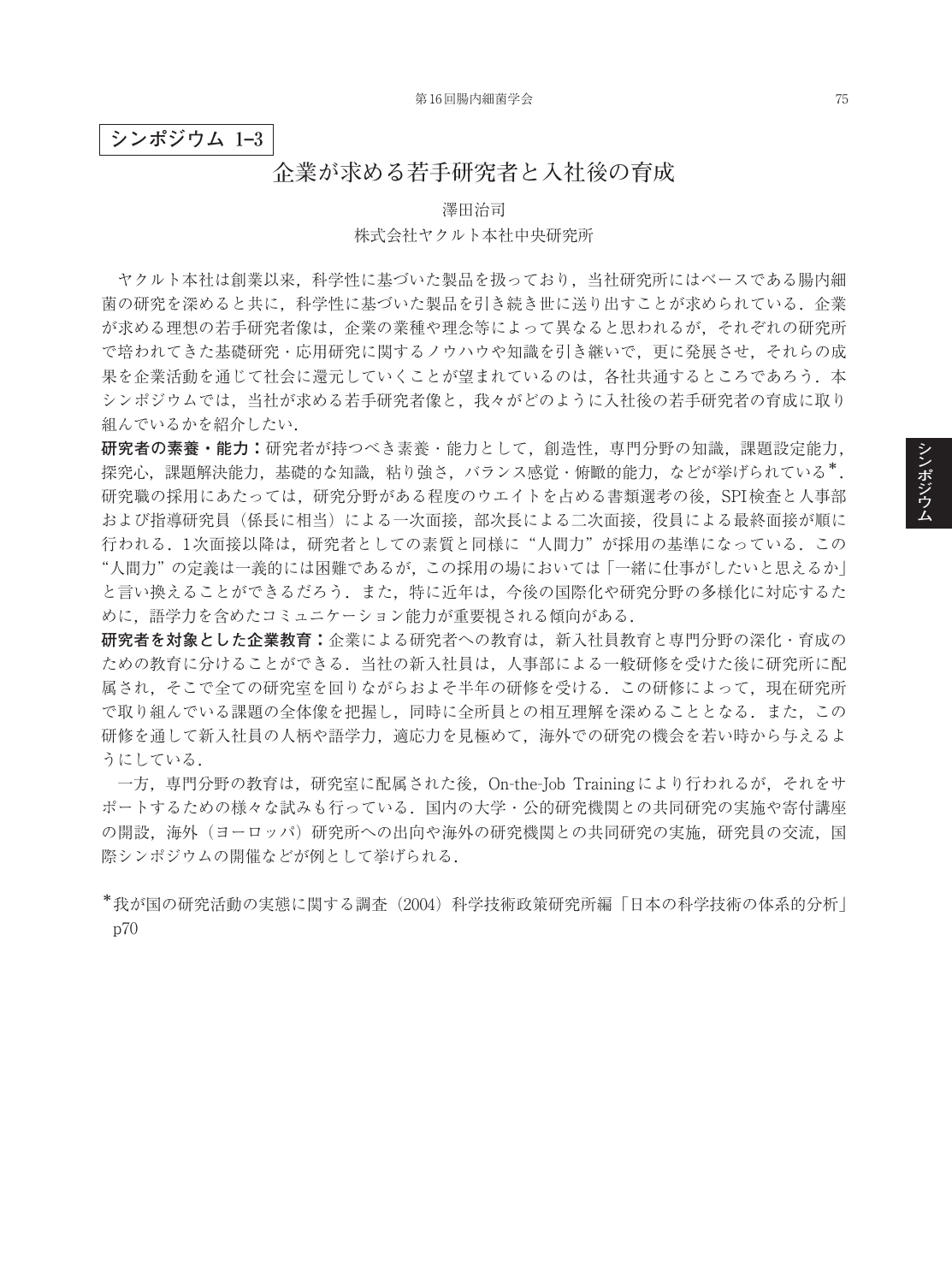**シンポジウム 1–3**

# 企業が求める若手研究者と入社後の育成

澤田治司

株式会社ヤクルト本社中央研究所

ヤクルト本社は創業以来，科学性に基づいた製品を扱っており，当社研究所にはベースである腸内細菌の研究を深めると共に，科学性に基づいた製品を引き続き世に送り出すことが求められている．企業が求める理想の若手研究者像は，企業の業種や理念等によって異なると思われるが，それぞれの研究所で培われてきた基礎研究・応用研究に関するノウハウや知識を引き継いで，更に発展させ，それらの成果を企業活動を通じて社会に還元していくことが望まれているのは，各社共通するところであろう．本シンポジウムでは，当社が求める若手研究者像と，我々がどのように入社後の若手研究者の育成に取り組んでいるかを紹介したい．

**研究者の素養・能力：**研究者が持つべき素養・能力として，創造性，専門分野の知識，課題設定能力，探究心，課題解決能力，基礎的な知識，粘り強さ，バランス感覚・俯瞰的能力，などが挙げられている*．研究職の採用にあたっては，研究分野がある程度のウエイトを占める書類選考の後，SPI検査と人事部および指導研究員（係長に相当）による一次面接，部次長による二次面接，役員による最終面接が順に行われる．1次面接以降は，研究者としての素質と同様に“人間力”が採用の基準になっている．この“人間力”の定義は一義的には困難であるが，この採用の場においては「一緒に仕事がしたいと思えるか」と言い換えることができるだろう．また，特に近年は，今後の国際化や研究分野の多様化に対応するために，語学力を含めたコミュニケーション能力が重要視される傾向がある．

**研究者を対象とした企業教育：**企業による研究者への教育は，新入社員教育と専門分野の深化・育成のための教育に分けることができる．当社の新入社員は，人事部による一般研修を受けた後に研究所に配属され，そこで全ての研究室を回りながらおよそ半年の研修を受ける．この研修によって，現在研究所で取り組んでいる課題の全体像を把握し，同時に全所員との相互理解を深めることとなる．また，この研修を通して新入社員の人柄や語学力，適応力を見極めて，海外での研究の機会を若い時から与えるようにしている．

一方，専門分野の教育は，研究室に配属された後，On-the-Job Trainingにより行われるが，それをサポートするための様々な試みも行っている．国内の大学・公的研究機関との共同研究の実施や寄付講座の開設，海外（ヨーロッパ）研究所への出向や海外の研究機関との共同研究の実施，研究員の交流，国際シンポジウムの開催などが例として挙げられる．

*我が国の研究活動の実態に関する調査（2004）科学技術政策研究所編「日本の科学技術の体系的分析」p70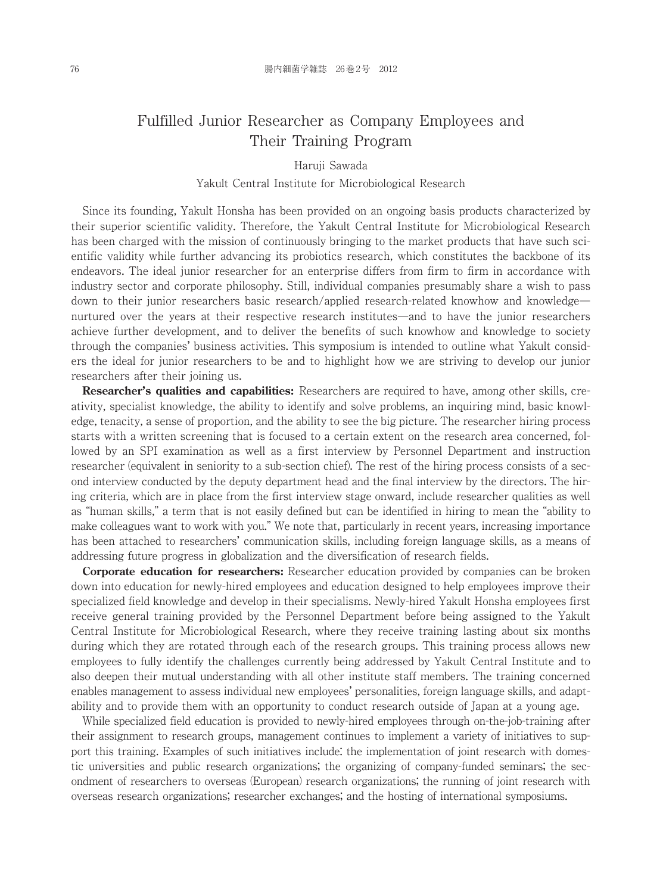# Fulfilled Junior Researcher as Company Employees and Their Training Program

Haruji Sawada

Yakult Central Institute for Microbiological Research

Since its founding, Yakult Honsha has been provided on an ongoing basis products characterized by their superior scientific validity. Therefore, the Yakult Central Institute for Microbiological Research has been charged with the mission of continuously bringing to the market products that have such scientific validity while further advancing its probiotics research, which constitutes the backbone of its endeavors. The ideal junior researcher for an enterprise differs from firm to firm in accordance with industry sector and corporate philosophy. Still, individual companies presumably share a wish to pass down to their junior researchers basic research/applied research-related knowhow and knowledge—nurtured over the years at their respective research institutes—and to have the junior researchers achieve further development, and to deliver the benefits of such knowhow and knowledge to society through the companies' business activities. This symposium is intended to outline what Yakult considers the ideal for junior researchers to be and to highlight how we are striving to develop our junior researchers after their joining us.

**Researcher's qualities and capabilities:** Researchers are required to have, among other skills, creativity, specialist knowledge, the ability to identify and solve problems, an inquiring mind, basic knowledge, tenacity, a sense of proportion, and the ability to see the big picture. The researcher hiring process starts with a written screening that is focused to a certain extent on the research area concerned, followed by an SPI examination as well as a first interview by Personnel Department and instruction researcher (equivalent in seniority to a sub-section chief). The rest of the hiring process consists of a second interview conducted by the deputy department head and the final interview by the directors. The hiring criteria, which are in place from the first interview stage onward, include researcher qualities as well as "human skills," a term that is not easily defined but can be identified in hiring to mean the "ability to make colleagues want to work with you." We note that, particularly in recent years, increasing importance has been attached to researchers' communication skills, including foreign language skills, as a means of addressing future progress in globalization and the diversification of research fields.

**Corporate education for researchers:** Researcher education provided by companies can be broken down into education for newly-hired employees and education designed to help employees improve their specialized field knowledge and develop in their specialisms. Newly-hired Yakult Honsha employees first receive general training provided by the Personnel Department before being assigned to the Yakult Central Institute for Microbiological Research, where they receive training lasting about six months during which they are rotated through each of the research groups. This training process allows new employees to fully identify the challenges currently being addressed by Yakult Central Institute and to also deepen their mutual understanding with all other institute staff members. The training concerned enables management to assess individual new employees' personalities, foreign language skills, and adaptability and to provide them with an opportunity to conduct research outside of Japan at a young age.

While specialized field education is provided to newly-hired employees through on-the-job-training after their assignment to research groups, management continues to implement a variety of initiatives to support this training. Examples of such initiatives include: the implementation of joint research with domestic universities and public research organizations; the organizing of company-funded seminars; the secondment of researchers to overseas (European) research organizations; the running of joint research with overseas research organizations; researcher exchanges; and the hosting of international symposiums.